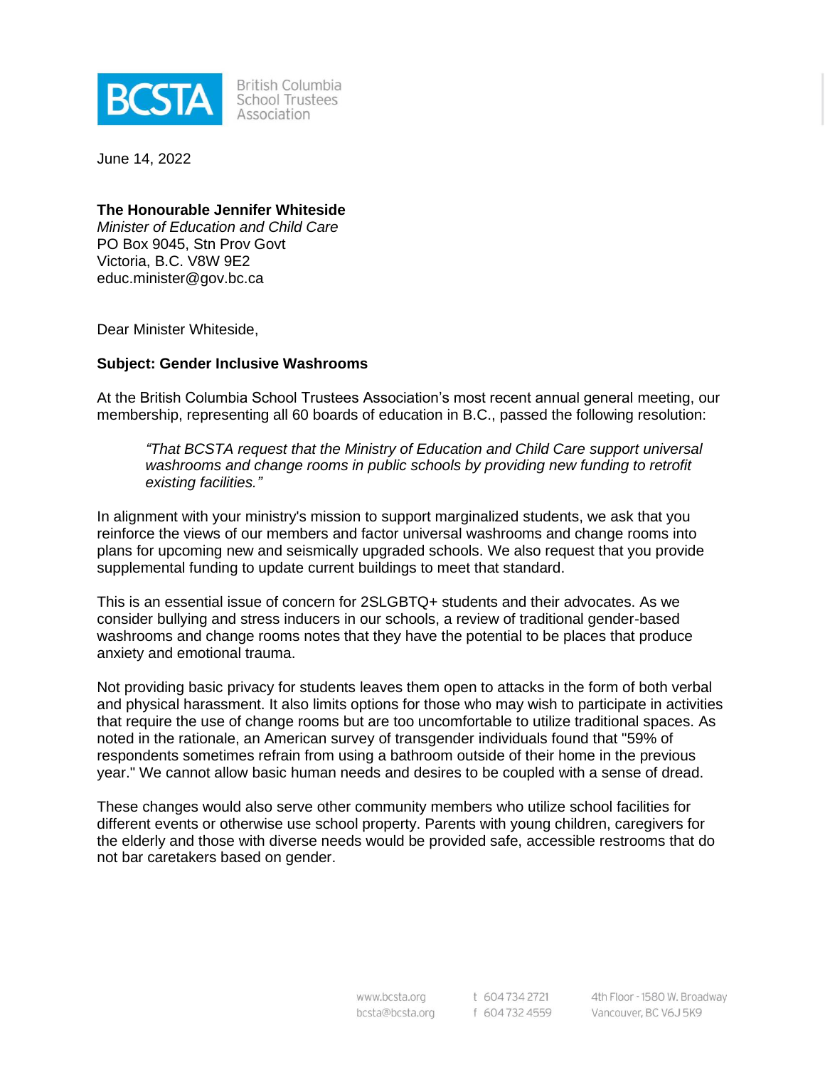BCSTA British Columbia School Trustees Association

June 14, 2022

**The Honourable Jennifer Whiteside**
*Minister of Education and Child Care*
PO Box 9045, Stn Prov Govt
Victoria, B.C. V8W 9E2
educ.minister@gov.bc.ca

Dear Minister Whiteside,

**Subject: Gender Inclusive Washrooms**

At the British Columbia School Trustees Association's most recent annual general meeting, our membership, representing all 60 boards of education in B.C., passed the following resolution:

> *"That BCSTA request that the Ministry of Education and Child Care support universal washrooms and change rooms in public schools by providing new funding to retrofit existing facilities."*

In alignment with your ministry's mission to support marginalized students, we ask that you reinforce the views of our members and factor universal washrooms and change rooms into plans for upcoming new and seismically upgraded schools. We also request that you provide supplemental funding to update current buildings to meet that standard.

This is an essential issue of concern for 2SLGBTQ+ students and their advocates. As we consider bullying and stress inducers in our schools, a review of traditional gender-based washrooms and change rooms notes that they have the potential to be places that produce anxiety and emotional trauma.

Not providing basic privacy for students leaves them open to attacks in the form of both verbal and physical harassment. It also limits options for those who may wish to participate in activities that require the use of change rooms but are too uncomfortable to utilize traditional spaces. As noted in the rationale, an American survey of transgender individuals found that "59% of respondents sometimes refrain from using a bathroom outside of their home in the previous year." We cannot allow basic human needs and desires to be coupled with a sense of dread.

These changes would also serve other community members who utilize school facilities for different events or otherwise use school property. Parents with young children, caregivers for the elderly and those with diverse needs would be provided safe, accessible restrooms that do not bar caretakers based on gender.

www.bcsta.org | t 604 734 2721 | 4th Floor - 1580 W. Broadway
bcsta@bcsta.org | f 604 732 4559 | Vancouver, BC V6J 5K9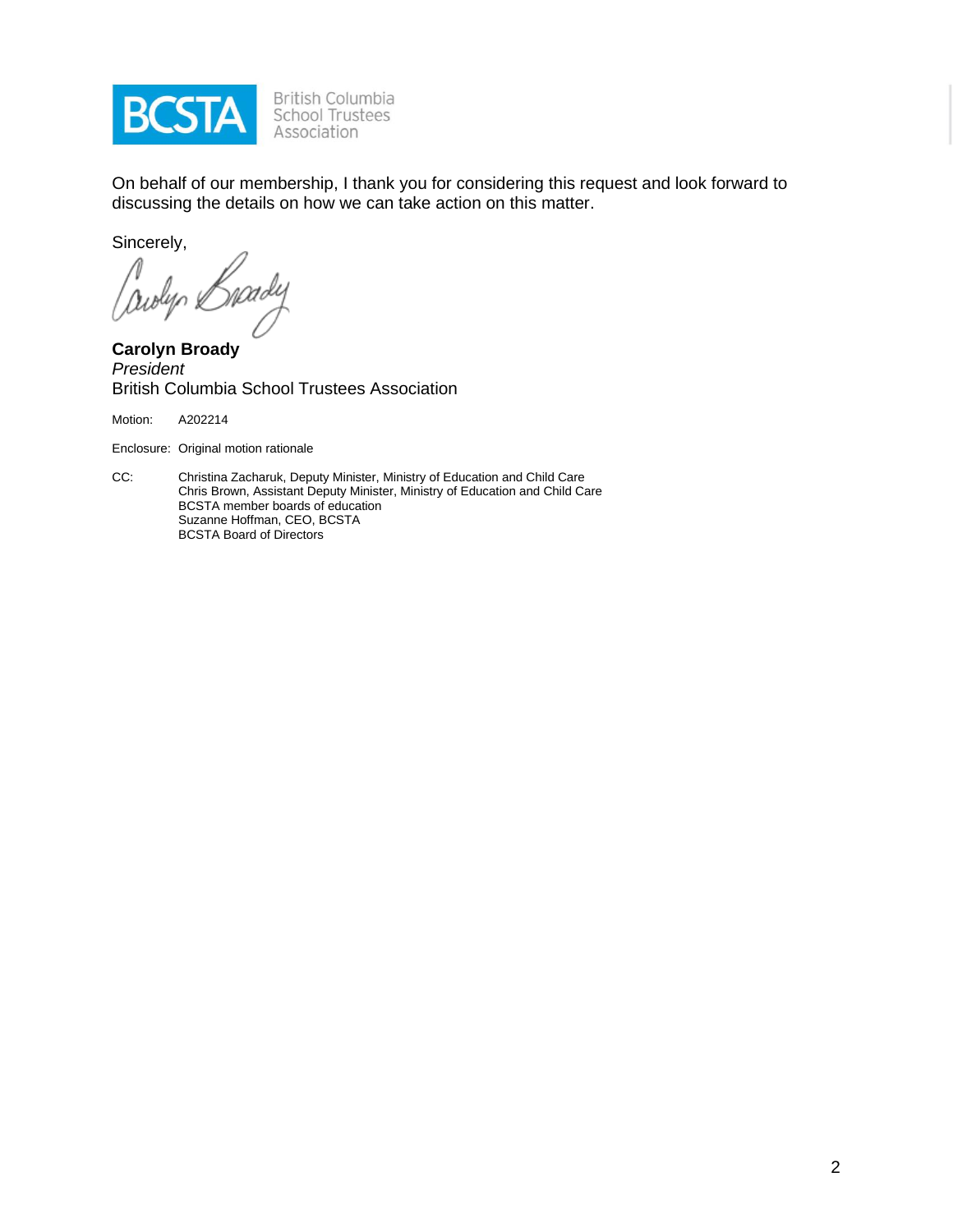On behalf of our membership, I thank you for considering this request and look forward to discussing the details on how we can take action on this matter.

Sincerely,

**Carolyn Broady**
*President*
British Columbia School Trustees Association

Motion: A202214

Enclosure: Original motion rationale

CC: Christina Zacharuk, Deputy Minister, Ministry of Education and Child Care
Chris Brown, Assistant Deputy Minister, Ministry of Education and Child Care
BCSTA member boards of education
Suzanne Hoffman, CEO, BCSTA
BCSTA Board of Directors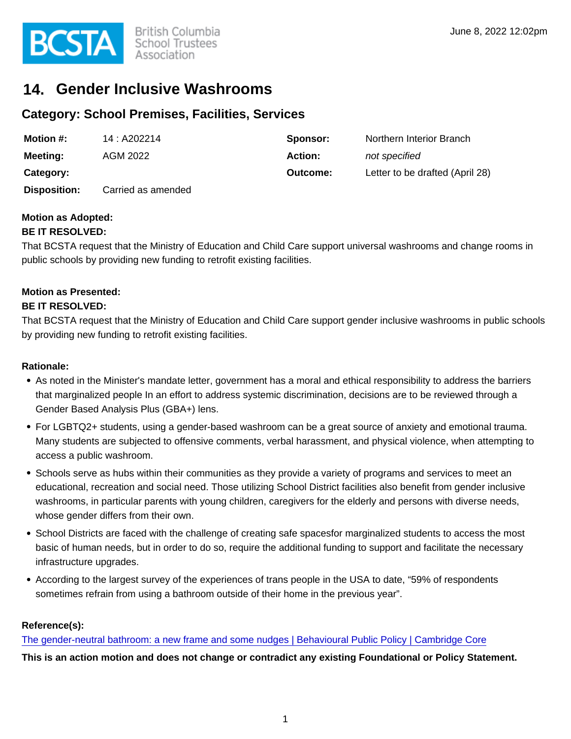# 14. Gender Inclusive Washrooms

## Category: School Premises, Facilities, Services

| | | | |
|---|---|---|---|
| **Motion #:** | 14 : A202214 | **Sponsor:** | Northern Interior Branch |
| **Meeting:** | AGM 2022 | **Action:** | *not specified* |
| **Category:** | | **Outcome:** | Letter to be drafted (April 28) |
| **Disposition:** | Carried as amended | | |

**Motion as Adopted:**

**BE IT RESOLVED:**

That BCSTA request that the Ministry of Education and Child Care support universal washrooms and change rooms in public schools by providing new funding to retrofit existing facilities.

**Motion as Presented:**

**BE IT RESOLVED:**

That BCSTA request that the Ministry of Education and Child Care support gender inclusive washrooms in public schools by providing new funding to retrofit existing facilities.

**Rationale:**

- As noted in the Minister's mandate letter, government has a moral and ethical responsibility to address the barriers that marginalized people In an effort to address systemic discrimination, decisions are to be reviewed through a Gender Based Analysis Plus (GBA+) lens.
- For LGBTQ2+ students, using a gender-based washroom can be a great source of anxiety and emotional trauma. Many students are subjected to offensive comments, verbal harassment, and physical violence, when attempting to access a public washroom.
- Schools serve as hubs within their communities as they provide a variety of programs and services to meet an educational, recreation and social need. Those utilizing School District facilities also benefit from gender inclusive washrooms, in particular parents with young children, caregivers for the elderly and persons with diverse needs, whose gender differs from their own.
- School Districts are faced with the challenge of creating safe spacesfor marginalized students to access the most basic of human needs, but in order to do so, require the additional funding to support and facilitate the necessary infrastructure upgrades.
- According to the largest survey of the experiences of trans people in the USA to date, “59% of respondents sometimes refrain from using a bathroom outside of their home in the previous year”.

**Reference(s):**

The gender-neutral bathroom: a new frame and some nudges | Behavioural Public Policy | Cambridge Core

**This is an action motion and does not change or contradict any existing Foundational or Policy Statement.**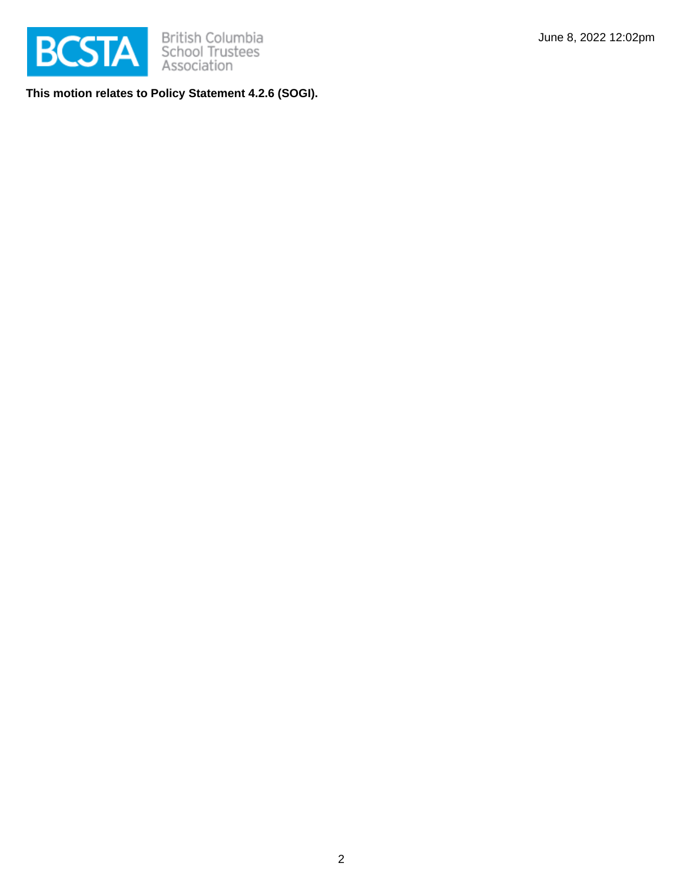**This motion relates to Policy Statement 4.2.6 (SOGI).**